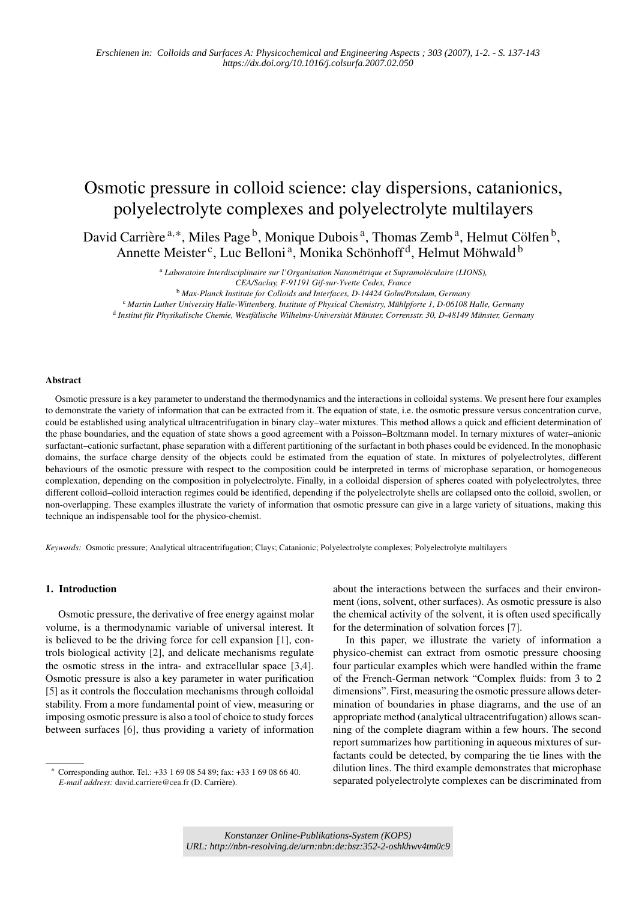*Erschienen in: Colloids and Surfaces A: Physicochemical and Engineering Aspects ; 303 (2007), 1-2. - S. 137-143*
*https://dx.doi.org/10.1016/j.colsurfa.2007.02.050*

# Osmotic pressure in colloid science: clay dispersions, catanionics, polyelectrolyte complexes and polyelectrolyte multilayers

David Carrière [a,∗], Miles Page [b], Monique Dubois [a], Thomas Zemb [a], Helmut Cölfen [b], Annette Meister [c], Luc Belloni [a], Monika Schönhoff [d], Helmut Möhwald [b]

[a] *Laboratoire Interdisciplinaire sur l'Organisation Nanométrique et Supramoléculaire (LIONS), CEA/Saclay, F-91191 Gif-sur-Yvette Cedex, France*
[b] *Max-Planck Institute for Colloids and Interfaces, D-14424 Golm/Potsdam, Germany*
[c] *Martin Luther University Halle-Wittenberg, Institute of Physical Chemistry, Mühlpforte 1, D-06108 Halle, Germany*
[d] *Institut für Physikalische Chemie, Westfälische Wilhelms-Universität Münster, Corrensstr. 30, D-48149 Münster, Germany*

## Abstract

Osmotic pressure is a key parameter to understand the thermodynamics and the interactions in colloidal systems. We present here four examples to demonstrate the variety of information that can be extracted from it. The equation of state, i.e. the osmotic pressure versus concentration curve, could be established using analytical ultracentrifugation in binary clay–water mixtures. This method allows a quick and efficient determination of the phase boundaries, and the equation of state shows a good agreement with a Poisson–Boltzmann model. In ternary mixtures of water–anionic surfactant–cationic surfactant, phase separation with a different partitioning of the surfactant in both phases could be evidenced. In the monophasic domains, the surface charge density of the objects could be estimated from the equation of state. In mixtures of polyelectrolytes, different behaviours of the osmotic pressure with respect to the composition could be interpreted in terms of microphase separation, or homogeneous complexation, depending on the composition in polyelectrolyte. Finally, in a colloidal dispersion of spheres coated with polyelectrolytes, three different colloid–colloid interaction regimes could be identified, depending if the polyelectrolyte shells are collapsed onto the colloid, swollen, or non-overlapping. These examples illustrate the variety of information that osmotic pressure can give in a large variety of situations, making this technique an indispensable tool for the physico-chemist.

*Keywords:* Osmotic pressure; Analytical ultracentrifugation; Clays; Catanionic; Polyelectrolyte complexes; Polyelectrolyte multilayers

## 1. Introduction

Osmotic pressure, the derivative of free energy against molar volume, is a thermodynamic variable of universal interest. It is believed to be the driving force for cell expansion [1], controls biological activity [2], and delicate mechanisms regulate the osmotic stress in the intra- and extracellular space [3,4]. Osmotic pressure is also a key parameter in water purification [5] as it controls the flocculation mechanisms through colloidal stability. From a more fundamental point of view, measuring or imposing osmotic pressure is also a tool of choice to study forces between surfaces [6], thus providing a variety of information about the interactions between the surfaces and their environment (ions, solvent, other surfaces). As osmotic pressure is also the chemical activity of the solvent, it is often used specifically for the determination of solvation forces [7].

In this paper, we illustrate the variety of information a physico-chemist can extract from osmotic pressure choosing four particular examples which were handled within the frame of the French-German network "Complex fluids: from 3 to 2 dimensions". First, measuring the osmotic pressure allows determination of boundaries in phase diagrams, and the use of an appropriate method (analytical ultracentrifugation) allows scanning of the complete diagram within a few hours. The second report summarizes how partitioning in aqueous mixtures of surfactants could be detected, by comparing the tie lines with the dilution lines. The third example demonstrates that microphase separated polyelectrolyte complexes can be discriminated from

∗ Corresponding author. Tel.: +33 1 69 08 54 89; fax: +33 1 69 08 66 40.
*E-mail address:* david.carriere@cea.fr (D. Carrière).

Konstanzer Online-Publikations-System (KOPS)
URL: http://nbn-resolving.de/urn:nbn:de:bsz:352-2-oshkhwv4tm0c9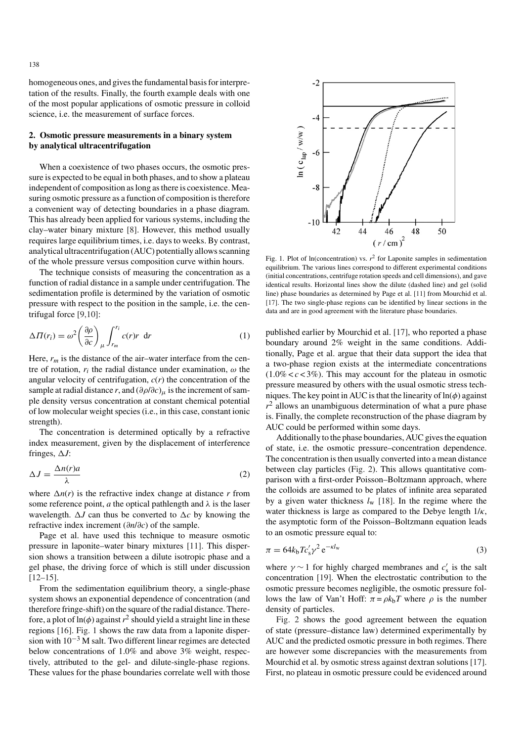homogeneous ones, and gives the fundamental basis for interpretation of the results. Finally, the fourth example deals with one of the most popular applications of osmotic pressure in colloid science, i.e. the measurement of surface forces.

## 2. Osmotic pressure measurements in a binary system by analytical ultracentrifugation

When a coexistence of two phases occurs, the osmotic pressure is expected to be equal in both phases, and to show a plateau independent of composition as long as there is coexistence. Measuring osmotic pressure as a function of composition is therefore a convenient way of detecting boundaries in a phase diagram. This has already been applied for various systems, including the clay–water binary mixture [8]. However, this method usually requires large equilibrium times, i.e. days to weeks. By contrast, analytical ultracentrifugation (AUC) potentially allows scanning of the whole pressure versus composition curve within hours.

The technique consists of measuring the concentration as a function of radial distance in a sample under centrifugation. The sedimentation profile is determined by the variation of osmotic pressure with respect to the position in the sample, i.e. the centrifugal force [9,10]:

$$\Delta \Pi(r_i) = \omega^2 \left( \frac{\partial \rho}{\partial c} \right)_\mu \int_{r_m}^{r_i} c(r) r \, \mathrm{d}r \tag{1}$$

Here, $r_m$ is the distance of the air–water interface from the centre of rotation, $r_i$ the radial distance under examination, $\omega$ the angular velocity of centrifugation, $c(r)$ the concentration of the sample at radial distance $r$, and $(\partial\rho/\partial c)_\mu$ is the increment of sample density versus concentration at constant chemical potential of low molecular weight species (i.e., in this case, constant ionic strength).

The concentration is determined optically by a refractive index measurement, given by the displacement of interference fringes, $\Delta J$:

$$\Delta J = \frac{\Delta n(r) a}{\lambda} \tag{2}$$

where $\Delta n(r)$ is the refractive index change at distance $r$ from some reference point, $a$ the optical pathlength and $\lambda$ is the laser wavelength. $\Delta J$ can thus be converted to $\Delta c$ by knowing the refractive index increment $(\partial n/\partial c)$ of the sample.

Page et al. have used this technique to measure osmotic pressure in laponite–water binary mixtures [11]. This dispersion shows a transition between a dilute isotropic phase and a gel phase, the driving force of which is still under discussion [12–15].

From the sedimentation equilibrium theory, a single-phase system shows an exponential dependence of concentration (and therefore fringe-shift) on the square of the radial distance. Therefore, a plot of $\ln(\phi)$ against $r^2$ should yield a straight line in these regions [16]. Fig. 1 shows the raw data from a laponite dispersion with $10^{-3}$ M salt. Two different linear regimes are detected below concentrations of 1.0% and above 3% weight, respectively, attributed to the gel- and dilute-single-phase regions. These values for the phase boundaries correlate well with those published earlier by Mourchid et al. [17], who reported a phase boundary around 2% weight in the same conditions. Additionally, Page et al. argue that their data support the idea that a two-phase region exists at the intermediate concentrations ($1.0\% < c < 3\%$). This may account for the plateau in osmotic pressure measured by others with the usual osmotic stress techniques. The key point in AUC is that the linearity of $\ln(\phi)$ against $r^2$ allows an unambiguous determination of what a pure phase is. Finally, the complete reconstruction of the phase diagram by AUC could be performed within some days.

Fig. 1. Plot of ln(concentration) vs. $r^2$ for Laponite samples in sedimentation equilibrium. The various lines correspond to different experimental conditions (initial concentrations, centrifuge rotation speeds and cell dimensions), and gave identical results. Horizontal lines show the dilute (dashed line) and gel (solid line) phase boundaries as determined by Page et al. [11] from Mourchid et al. [17]. The two single-phase regions can be identified by linear sections in the data and are in good agreement with the literature phase boundaries.

Additionally to the phase boundaries, AUC gives the equation of state, i.e. the osmotic pressure–concentration dependence. The concentration is then usually converted into a mean distance between clay particles (Fig. 2). This allows quantitative comparison with a first-order Poisson–Boltzmann approach, where the colloids are assumed to be plates of infinite area separated by a given water thickness $l_w$ [18]. In the regime where the water thickness is large as compared to the Debye length $1/\kappa$, the asymptotic form of the Poisson–Boltzmann equation leads to an osmotic pressure equal to:

$$\pi = 64 k_b T c_s' \gamma^2 \, \mathrm{e}^{-\kappa l_w} \tag{3}$$

where $\gamma \sim 1$ for highly charged membranes and $c_s'$ is the salt concentration [19]. When the electrostatic contribution to the osmotic pressure becomes negligible, the osmotic pressure follows the law of Van't Hoff: $\pi = \rho k_b T$ where $\rho$ is the number density of particles.

Fig. 2 shows the good agreement between the equation of state (pressure–distance law) determined experimentally by AUC and the predicted osmotic pressure in both regimes. There are however some discrepancies with the measurements from Mourchid et al. by osmotic stress against dextran solutions [17]. First, no plateau in osmotic pressure could be evidenced around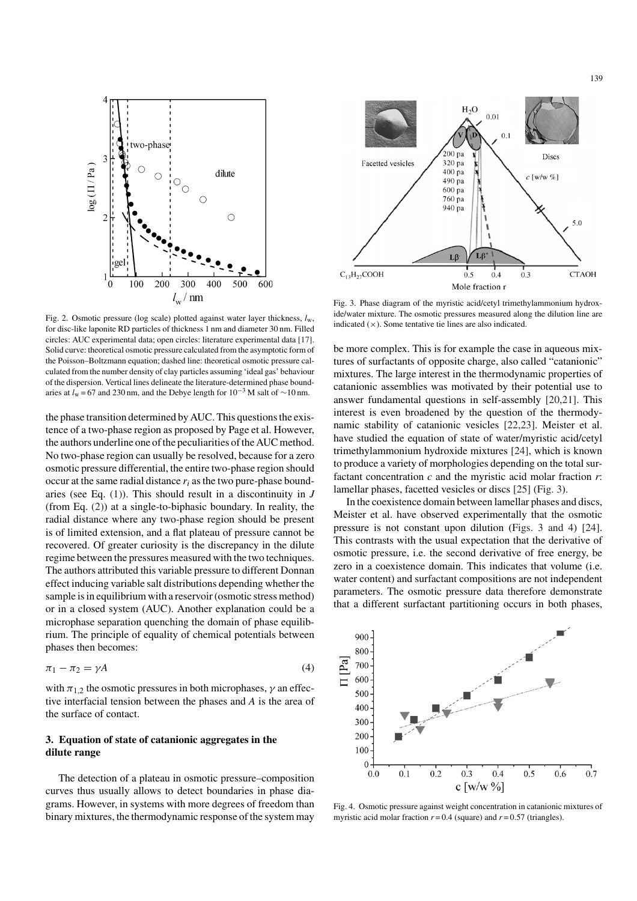Fig. 2. Osmotic pressure (log scale) plotted against water layer thickness, $l_w$, for disc-like laponite RD particles of thickness 1 nm and diameter 30 nm. Filled circles: AUC experimental data; open circles: literature experimental data [17]. Solid curve: theoretical osmotic pressure calculated from the asymptotic form of the Poisson–Boltzmann equation; dashed line: theoretical osmotic pressure calculated from the number density of clay particles assuming 'ideal gas' behaviour of the dispersion. Vertical lines delineate the literature-determined phase boundaries at $l_w = 67$ and 230 nm, and the Debye length for $10^{-3}$ M salt of ~10 nm.

the phase transition determined by AUC. This questions the existence of a two-phase region as proposed by Page et al. However, the authors underline one of the peculiarities of the AUC method. No two-phase region can usually be resolved, because for a zero osmotic pressure differential, the entire two-phase region should occur at the same radial distance $r_i$ as the two pure-phase boundaries (see Eq. (1)). This should result in a discontinuity in $J$ (from Eq. (2)) at a single-to-biphasic boundary. In reality, the radial distance where any two-phase region should be present is of limited extension, and a flat plateau of pressure cannot be recovered. Of greater curiosity is the discrepancy in the dilute regime between the pressures measured with the two techniques. The authors attributed this variable pressure to different Donnan effect inducing variable salt distributions depending whether the sample is in equilibrium with a reservoir (osmotic stress method) or in a closed system (AUC). Another explanation could be a microphase separation quenching the domain of phase equilibrium. The principle of equality of chemical potentials between phases then becomes:

$$\pi_1 - \pi_2 = \gamma A \tag{4}$$

with $\pi_{1,2}$ the osmotic pressures in both microphases, $\gamma$ an effective interfacial tension between the phases and $A$ is the area of the surface of contact.

## 3. Equation of state of catanionic aggregates in the dilute range

The detection of a plateau in osmotic pressure–composition curves thus usually allows to detect boundaries in phase diagrams. However, in systems with more degrees of freedom than binary mixtures, the thermodynamic response of the system may be more complex. This is for example the case in aqueous mixtures of surfactants of opposite charge, also called "catanionic" mixtures. The large interest in the thermodynamic properties of catanionic assemblies was motivated by their potential use to answer fundamental questions in self-assembly [20,21]. This interest is even broadened by the question of the thermodynamic stability of catanionic vesicles [22,23]. Meister et al. have studied the equation of state of water/myristic acid/cetyl trimethylammonium hydroxide mixtures [24], which is known to produce a variety of morphologies depending on the total surfactant concentration $c$ and the myristic acid molar fraction $r$: lamellar phases, facetted vesicles or discs [25] (Fig. 3).

Fig. 3. Phase diagram of the myristic acid/cetyl trimethylammonium hydroxide/water mixture. The osmotic pressures measured along the dilution line are indicated (×). Some tentative tie lines are also indicated.

In the coexistence domain between lamellar phases and discs, Meister et al. have observed experimentally that the osmotic pressure is not constant upon dilution (Figs. 3 and 4) [24]. This contrasts with the usual expectation that the derivative of osmotic pressure, i.e. the second derivative of free energy, be zero in a coexistence domain. This indicates that volume (i.e. water content) and surfactant compositions are not independent parameters. The osmotic pressure data therefore demonstrate that a different surfactant partitioning occurs in both phases,

Fig. 4. Osmotic pressure against weight concentration in catanionic mixtures of myristic acid molar fraction $r = 0.4$ (square) and $r = 0.57$ (triangles).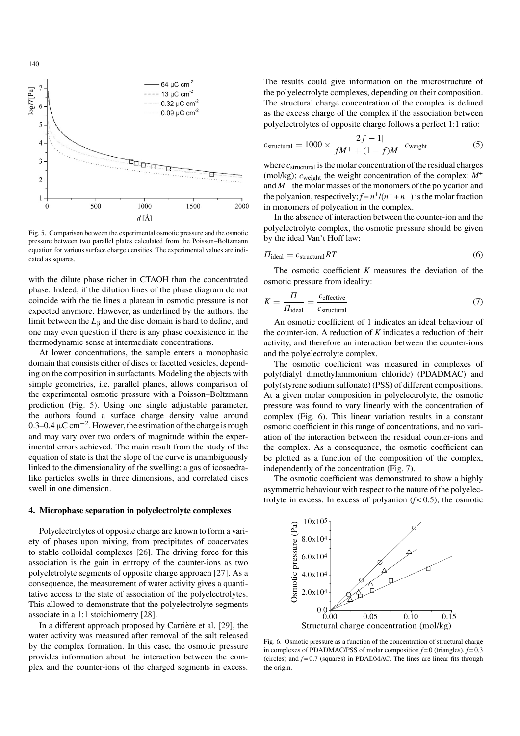Fig. 5. Comparison between the experimental osmotic pressure and the osmotic pressure between two parallel plates calculated from the Poisson–Boltzmann equation for various surface charge densities. The experimental values are indicated as squares.

with the dilute phase richer in CTAOH than the concentrated phase. Indeed, if the dilution lines of the phase diagram do not coincide with the tie lines a plateau in osmotic pressure is not expected anymore. However, as underlined by the authors, the limit between the $L_\beta$ and the disc domain is hard to define, and one may even question if there is any phase coexistence in the thermodynamic sense at intermediate concentrations.

At lower concentrations, the sample enters a monophasic domain that consists either of discs or facetted vesicles, depending on the composition in surfactants. Modeling the objects with simple geometries, i.e. parallel planes, allows comparison of the experimental osmotic pressure with a Poisson–Boltzmann prediction (Fig. 5). Using one single adjustable parameter, the authors found a surface charge density value around 0.3–0.4 $\mu$C cm$^{-2}$. However, the estimation of the charge is rough and may vary over two orders of magnitude within the experimental errors achieved. The main result from the study of the equation of state is that the slope of the curve is unambiguously linked to the dimensionality of the swelling: a gas of icosaedra-like particles swells in three dimensions, and correlated discs swell in one dimension.

## 4. Microphase separation in polyelectrolyte complexes

Polyelectrolytes of opposite charge are known to form a variety of phases upon mixing, from precipitates of coacervates to stable colloidal complexes [26]. The driving force for this association is the gain in entropy of the counter-ions as two polyeletrolyte segments of opposite charge approach [27]. As a consequence, the measurement of water activity gives a quantitative access to the state of association of the polyelectrolytes. This allowed to demonstrate that the polyelectrolyte segments associate in a 1:1 stoichiometry [28].

In a different approach proposed by Carrière et al. [29], the water activity was measured after removal of the salt released by the complex formation. In this case, the osmotic pressure provides information about the interaction between the complex and the counter-ions of the charged segments in excess. The results could give information on the microstructure of the polyelectrolyte complexes, depending on their composition. The structural charge concentration of the complex is defined as the excess charge of the complex if the association between polyelectrolytes of opposite charge follows a perfect 1:1 ratio:

$$c_{\text{structural}} = 1000 \times \frac{|2f - 1|}{fM^{+} + (1 - f)M^{-}} c_{\text{weight}} \tag{5}$$

where $c_{\text{structural}}$ is the molar concentration of the residual charges (mol/kg); $c_{\text{weight}}$ the weight concentration of the complex; $M^{+}$ and $M^{-}$ the molar masses of the monomers of the polycation and the polyanion, respectively; $f = n^{+}/(n^{+} + n^{-})$ is the molar fraction in monomers of polycation in the complex.

In the absence of interaction between the counter-ion and the polyelectrolyte complex, the osmotic pressure should be given by the ideal Van't Hoff law:

$$\Pi_{\text{ideal}} = c_{\text{structural}} RT \tag{6}$$

The osmotic coefficient $K$ measures the deviation of the osmotic pressure from ideality:

$$K = \frac{\Pi}{\Pi_{\text{ideal}}} = \frac{c_{\text{effective}}}{c_{\text{structural}}} \tag{7}$$

An osmotic coefficient of 1 indicates an ideal behaviour of the counter-ion. A reduction of $K$ indicates a reduction of their activity, and therefore an interaction between the counter-ions and the polyelectrolyte complex.

The osmotic coefficient was measured in complexes of poly(dialyl dimethylammonium chloride) (PDADMAC) and poly(styrene sodium sulfonate) (PSS) of different compositions. At a given molar composition in polyelectrolyte, the osmotic pressure was found to vary linearly with the concentration of complex (Fig. 6). This linear variation results in a constant osmotic coefficient in this range of concentrations, and no variation of the interaction between the residual counter-ions and the complex. As a consequence, the osmotic coefficient can be plotted as a function of the composition of the complex, independently of the concentration (Fig. 7).

The osmotic coefficient was demonstrated to show a highly asymmetric behaviour with respect to the nature of the polyelectrolyte in excess. In excess of polyanion ($f < 0.5$), the osmotic

Fig. 6. Osmotic pressure as a function of the concentration of structural charge in complexes of PDADMAC/PSS of molar composition $f = 0$ (triangles), $f = 0.3$ (circles) and $f = 0.7$ (squares) in PDADMAC. The lines are linear fits through the origin.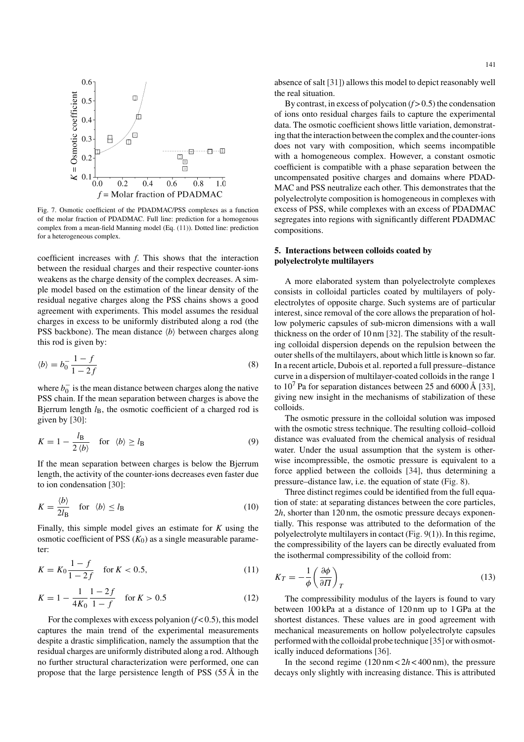Fig. 7. Osmotic coefficient of the PDADMAC/PSS complexes as a function of the molar fraction of PDADMAC. Full line: prediction for a homogenous complex from a mean-field Manning model (Eq. (11)). Dotted line: prediction for a heterogeneous complex.

coefficient increases with $f$. This shows that the interaction between the residual charges and their respective counter-ions weakens as the charge density of the complex decreases. A simple model based on the estimation of the linear density of the residual negative charges along the PSS chains shows a good agreement with experiments. This model assumes the residual charges in excess to be uniformly distributed along a rod (the PSS backbone). The mean distance $\langle b \rangle$ between charges along this rod is given by:

$$\langle b \rangle = b_0^- \frac{1-f}{1-2f} \tag{8}$$

where $b_0^-$ is the mean distance between charges along the native PSS chain. If the mean separation between charges is above the Bjerrum length $l_B$, the osmotic coefficient of a charged rod is given by [30]:

$$K = 1 - \frac{l_B}{2\langle b \rangle} \quad \text{for} \quad \langle b \rangle \geq l_B \tag{9}$$

If the mean separation between charges is below the Bjerrum length, the activity of the counter-ions decreases even faster due to ion condensation [30]:

$$K = \frac{\langle b \rangle}{2 l_B} \quad \text{for} \quad \langle b \rangle \leq l_B \tag{10}$$

Finally, this simple model gives an estimate for $K$ using the osmotic coefficient of PSS ($K_0$) as a single measurable parameter:

$$K = K_0 \frac{1-f}{1-2f} \quad \text{for } K < 0.5, \tag{11}$$

$$K = 1 - \frac{1}{4K_0} \frac{1-2f}{1-f} \quad \text{for } K > 0.5 \tag{12}$$

For the complexes with excess polyanion ($f < 0.5$), this model captures the main trend of the experimental measurements despite a drastic simplification, namely the assumption that the residual charges are uniformly distributed along a rod. Although no further structural characterization were performed, one can propose that the large persistence length of PSS (55 Å in the absence of salt [31]) allows this model to depict reasonably well the real situation.

By contrast, in excess of polycation ($f > 0.5$) the condensation of ions onto residual charges fails to capture the experimental data. The osmotic coefficient shows little variation, demonstrating that the interaction between the complex and the counter-ions does not vary with composition, which seems incompatible with a homogeneous complex. However, a constant osmotic coefficient is compatible with a phase separation between the uncompensated positive charges and domains where PDADMAC and PSS neutralize each other. This demonstrates that the polyelectrolyte composition is homogeneous in complexes with excess of PSS, while complexes with an excess of PDADMAC segregates into regions with significantly different PDADMAC compositions.

## 5. Interactions between colloids coated by polyelectrolyte multilayers

A more elaborated system than polyelectrolyte complexes consists in colloidal particles coated by multilayers of polyelectrolytes of opposite charge. Such systems are of particular interest, since removal of the core allows the preparation of hollow polymeric capsules of sub-micron dimensions with a wall thickness on the order of 10 nm [32]. The stability of the resulting colloidal dispersion depends on the repulsion between the outer shells of the multilayers, about which little is known so far. In a recent article, Dubois et al. reported a full pressure–distance curve in a dispersion of multilayer-coated colloids in the range 1 to $10^7$ Pa for separation distances between 25 and 6000 Å [33], giving new insight in the mechanisms of stabilization of these colloids.

The osmotic pressure in the colloidal solution was imposed with the osmotic stress technique. The resulting colloid–colloid distance was evaluated from the chemical analysis of residual water. Under the usual assumption that the system is otherwise incompressible, the osmotic pressure is equivalent to a force applied between the colloids [34], thus determining a pressure–distance law, i.e. the equation of state (Fig. 8).

Three distinct regimes could be identified from the full equation of state: at separating distances between the core particles, $2h$, shorter than 120 nm, the osmotic pressure decays exponentially. This response was attributed to the deformation of the polyelectrolyte multilayers in contact (Fig. 9(1)). In this regime, the compressibility of the layers can be directly evaluated from the isothermal compressibility of the colloid from:

$$K_T = -\frac{1}{\phi}\left(\frac{\partial \phi}{\partial \Pi}\right)_T \tag{13}$$

The compressibility modulus of the layers is found to vary between 100 kPa at a distance of 120 nm up to 1 GPa at the shortest distances. These values are in good agreement with mechanical measurements on hollow polyelectrolyte capsules performed with the colloidal probe technique [35] or with osmotically induced deformations [36].

In the second regime ($120\,\text{nm} < 2h < 400\,\text{nm}$), the pressure decays only slightly with increasing distance. This is attributed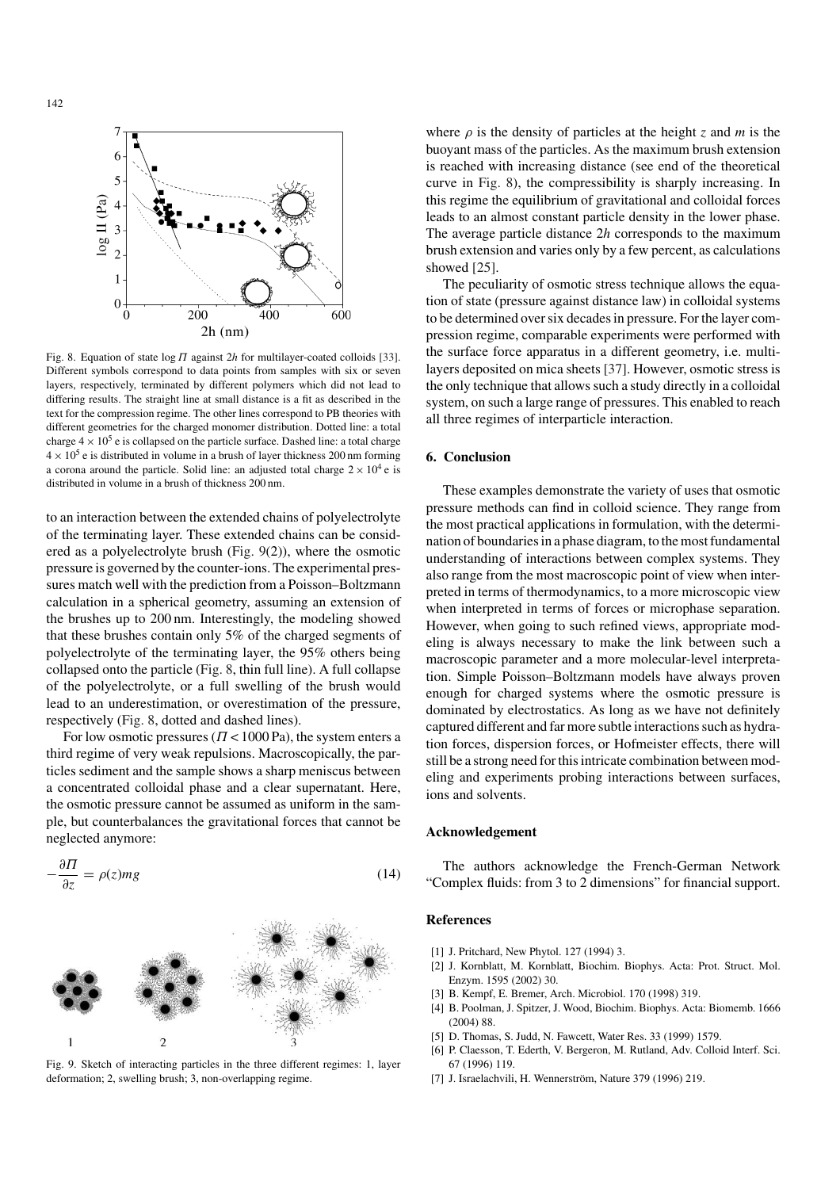Fig. 8. Equation of state log $\Pi$ against 2$h$ for multilayer-coated colloids [33]. Different symbols correspond to data points from samples with six or seven layers, respectively, terminated by different polymers which did not lead to differing results. The straight line at small distance is a fit as described in the text for the compression regime. The other lines correspond to PB theories with different geometries for the charged monomer distribution. Dotted line: a total charge $4 \times 10^5$ e is collapsed on the particle surface. Dashed line: a total charge $4 \times 10^5$ e is distributed in volume in a brush of layer thickness 200 nm forming a corona around the particle. Solid line: an adjusted total charge $2 \times 10^4$ e is distributed in volume in a brush of thickness 200 nm.

to an interaction between the extended chains of polyelectrolyte of the terminating layer. These extended chains can be considered as a polyelectrolyte brush (Fig. 9(2)), where the osmotic pressure is governed by the counter-ions. The experimental pressures match well with the prediction from a Poisson–Boltzmann calculation in a spherical geometry, assuming an extension of the brushes up to 200 nm. Interestingly, the modeling showed that these brushes contain only 5% of the charged segments of polyelectrolyte of the terminating layer, the 95% others being collapsed onto the particle (Fig. 8, thin full line). A full collapse of the polyelectrolyte, or a full swelling of the brush would lead to an underestimation, or overestimation of the pressure, respectively (Fig. 8, dotted and dashed lines).

For low osmotic pressures ($\Pi < 1000$ Pa), the system enters a third regime of very weak repulsions. Macroscopically, the particles sediment and the sample shows a sharp meniscus between a concentrated colloidal phase and a clear supernatant. Here, the osmotic pressure cannot be assumed as uniform in the sample, but counterbalances the gravitational forces that cannot be neglected anymore:

$$-\frac{\partial \Pi}{\partial z} = \rho(z)mg \tag{14}$$

Fig. 9. Sketch of interacting particles in the three different regimes: 1, layer deformation; 2, swelling brush; 3, non-overlapping regime.

where $\rho$ is the density of particles at the height $z$ and $m$ is the buoyant mass of the particles. As the maximum brush extension is reached with increasing distance (see end of the theoretical curve in Fig. 8), the compressibility is sharply increasing. In this regime the equilibrium of gravitational and colloidal forces leads to an almost constant particle density in the lower phase. The average particle distance 2$h$ corresponds to the maximum brush extension and varies only by a few percent, as calculations showed [25].

The peculiarity of osmotic stress technique allows the equation of state (pressure against distance law) in colloidal systems to be determined over six decades in pressure. For the layer compression regime, comparable experiments were performed with the surface force apparatus in a different geometry, i.e. multilayers deposited on mica sheets [37]. However, osmotic stress is the only technique that allows such a study directly in a colloidal system, on such a large range of pressures. This enabled to reach all three regimes of interparticle interaction.

## 6. Conclusion

These examples demonstrate the variety of uses that osmotic pressure methods can find in colloid science. They range from the most practical applications in formulation, with the determination of boundaries in a phase diagram, to the most fundamental understanding of interactions between complex systems. They also range from the most macroscopic point of view when interpreted in terms of thermodynamics, to a more microscopic view when interpreted in terms of forces or microphase separation. However, when going to such refined views, appropriate modeling is always necessary to make the link between such a macroscopic parameter and a more molecular-level interpretation. Simple Poisson–Boltzmann models have always proven enough for charged systems where the osmotic pressure is dominated by electrostatics. As long as we have not definitely captured different and far more subtle interactions such as hydration forces, dispersion forces, or Hofmeister effects, there will still be a strong need for this intricate combination between modeling and experiments probing interactions between surfaces, ions and solvents.

## Acknowledgement

The authors acknowledge the French-German Network "Complex fluids: from 3 to 2 dimensions" for financial support.

## References

[1] J. Pritchard, New Phytol. 127 (1994) 3.
[2] J. Kornblatt, M. Kornblatt, Biochim. Biophys. Acta: Prot. Struct. Mol. Enzym. 1595 (2002) 30.
[3] B. Kempf, E. Bremer, Arch. Microbiol. 170 (1998) 319.
[4] B. Poolman, J. Spitzer, J. Wood, Biochim. Biophys. Acta: Biomemb. 1666 (2004) 88.
[5] D. Thomas, S. Judd, N. Fawcett, Water Res. 33 (1999) 1579.
[6] P. Claesson, T. Ederth, V. Bergeron, M. Rutland, Adv. Colloid Interf. Sci. 67 (1996) 119.
[7] J. Israelachvili, H. Wennerström, Nature 379 (1996) 219.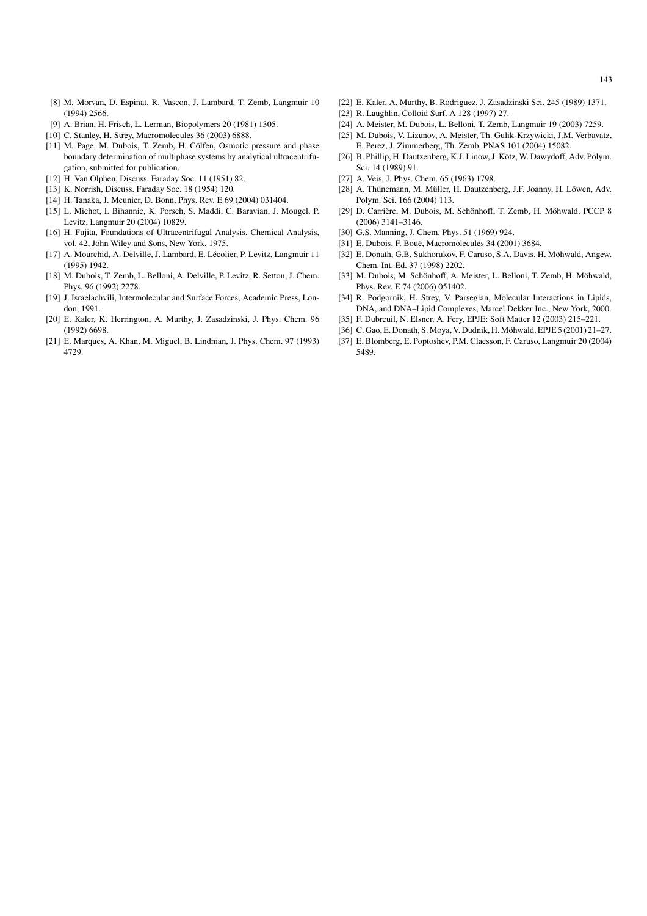[8] M. Morvan, D. Espinat, R. Vascon, J. Lambard, T. Zemb, Langmuir 10 (1994) 2566.
[9] A. Brian, H. Frisch, L. Lerman, Biopolymers 20 (1981) 1305.
[10] C. Stanley, H. Strey, Macromolecules 36 (2003) 6888.
[11] M. Page, M. Dubois, T. Zemb, H. Cölfen, Osmotic pressure and phase boundary determination of multiphase systems by analytical ultracentrifugation, submitted for publication.
[12] H. Van Olphen, Discuss. Faraday Soc. 11 (1951) 82.
[13] K. Norrish, Discuss. Faraday Soc. 18 (1954) 120.
[14] H. Tanaka, J. Meunier, D. Bonn, Phys. Rev. E 69 (2004) 031404.
[15] L. Michot, I. Bihannic, K. Porsch, S. Maddi, C. Baravian, J. Mougel, P. Levitz, Langmuir 20 (2004) 10829.
[16] H. Fujita, Foundations of Ultracentrifugal Analysis, Chemical Analysis, vol. 42, John Wiley and Sons, New York, 1975.
[17] A. Mourchid, A. Delville, J. Lambard, E. Lécolier, P. Levitz, Langmuir 11 (1995) 1942.
[18] M. Dubois, T. Zemb, L. Belloni, A. Delville, P. Levitz, R. Setton, J. Chem. Phys. 96 (1992) 2278.
[19] J. Israelachvili, Intermolecular and Surface Forces, Academic Press, London, 1991.
[20] E. Kaler, K. Herrington, A. Murthy, J. Zasadzinski, J. Phys. Chem. 96 (1992) 6698.
[21] E. Marques, A. Khan, M. Miguel, B. Lindman, J. Phys. Chem. 97 (1993) 4729.
[22] E. Kaler, A. Murthy, B. Rodriguez, J. Zasadzinski Sci. 245 (1989) 1371.
[23] R. Laughlin, Colloid Surf. A 128 (1997) 27.
[24] A. Meister, M. Dubois, L. Belloni, T. Zemb, Langmuir 19 (2003) 7259.
[25] M. Dubois, V. Lizunov, A. Meister, Th. Gulik-Krzywicki, J.M. Verbavatz, E. Perez, J. Zimmerberg, Th. Zemb, PNAS 101 (2004) 15082.
[26] B. Phillip, H. Dautzenberg, K.J. Linow, J. Kötz, W. Dawydoff, Adv. Polym. Sci. 14 (1989) 91.
[27] A. Veis, J. Phys. Chem. 65 (1963) 1798.
[28] A. Thünemann, M. Müller, H. Dautzenberg, J.F. Joanny, H. Löwen, Adv. Polym. Sci. 166 (2004) 113.
[29] D. Carrière, M. Dubois, M. Schönhoff, T. Zemb, H. Möhwald, PCCP 8 (2006) 3141–3146.
[30] G.S. Manning, J. Chem. Phys. 51 (1969) 924.
[31] E. Dubois, F. Boué, Macromolecules 34 (2001) 3684.
[32] E. Donath, G.B. Sukhorukov, F. Caruso, S.A. Davis, H. Möhwald, Angew. Chem. Int. Ed. 37 (1998) 2202.
[33] M. Dubois, M. Schönhoff, A. Meister, L. Belloni, T. Zemb, H. Möhwald, Phys. Rev. E 74 (2006) 051402.
[34] R. Podgornik, H. Strey, V. Parsegian, Molecular Interactions in Lipids, DNA, and DNA–Lipid Complexes, Marcel Dekker Inc., New York, 2000.
[35] F. Dubreuil, N. Elsner, A. Fery, EPJE: Soft Matter 12 (2003) 215–221.
[36] C. Gao, E. Donath, S. Moya, V. Dudnik, H. Möhwald, EPJE 5 (2001) 21–27.
[37] E. Blomberg, E. Poptoshev, P.M. Claesson, F. Caruso, Langmuir 20 (2004) 5489.